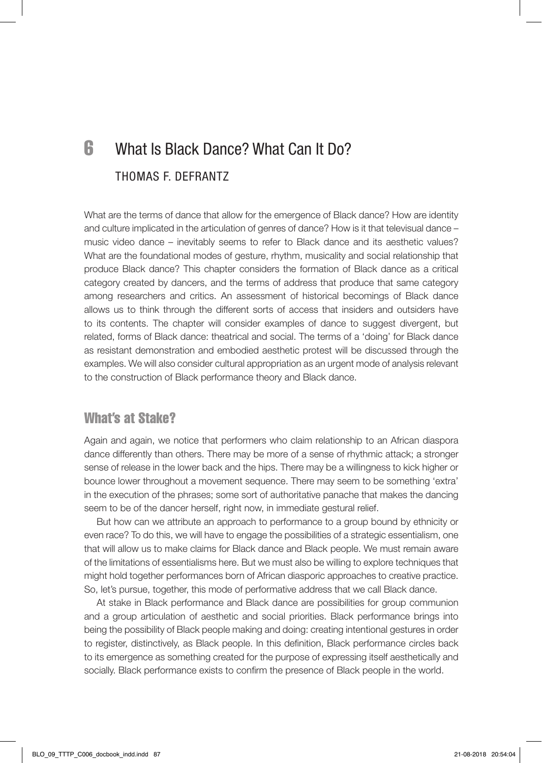# 6 What Is Black Dance? What Can It Do?

THOMAS F. DEFRANTZ

What are the terms of dance that allow for the emergence of Black dance? How are identity and culture implicated in the articulation of genres of dance? How is it that televisual dance – music video dance – inevitably seems to refer to Black dance and its aesthetic values? What are the foundational modes of gesture, rhythm, musicality and social relationship that produce Black dance? This chapter considers the formation of Black dance as a critical category created by dancers, and the terms of address that produce that same category among researchers and critics. An assessment of historical becomings of Black dance allows us to think through the different sorts of access that insiders and outsiders have to its contents. The chapter will consider examples of dance to suggest divergent, but related, forms of Black dance: theatrical and social. The terms of a 'doing' for Black dance as resistant demonstration and embodied aesthetic protest will be discussed through the examples. We will also consider cultural appropriation as an urgent mode of analysis relevant to the construction of Black performance theory and Black dance.

## What's at Stake?

Again and again, we notice that performers who claim relationship to an African diaspora dance differently than others. There may be more of a sense of rhythmic attack; a stronger sense of release in the lower back and the hips. There may be a willingness to kick higher or bounce lower throughout a movement sequence. There may seem to be something 'extra' in the execution of the phrases; some sort of authoritative panache that makes the dancing seem to be of the dancer herself, right now, in immediate gestural relief.

But how can we attribute an approach to performance to a group bound by ethnicity or even race? To do this, we will have to engage the possibilities of a strategic essentialism, one that will allow us to make claims for Black dance and Black people. We must remain aware of the limitations of essentialisms here. But we must also be willing to explore techniques that might hold together performances born of African diasporic approaches to creative practice. So, let's pursue, together, this mode of performative address that we call Black dance.

At stake in Black performance and Black dance are possibilities for group communion and a group articulation of aesthetic and social priorities. Black performance brings into being the possibility of Black people making and doing: creating intentional gestures in order to register, distinctively, as Black people. In this definition, Black performance circles back to its emergence as something created for the purpose of expressing itself aesthetically and socially. Black performance exists to confirm the presence of Black people in the world.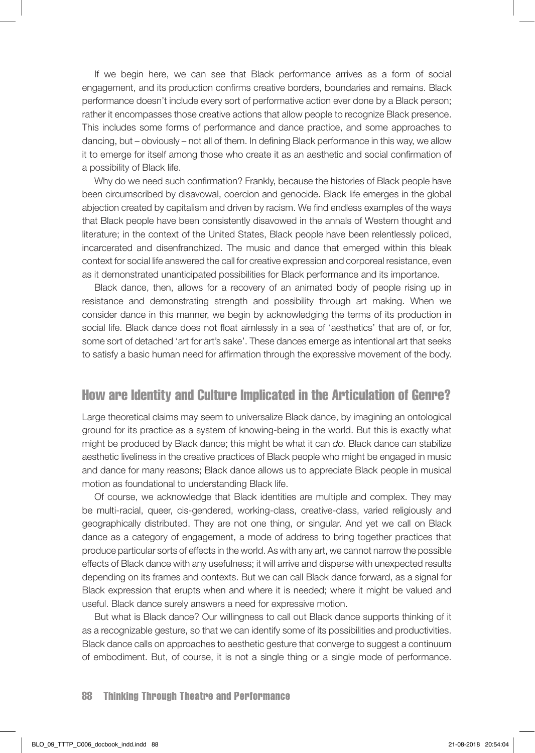If we begin here, we can see that Black performance arrives as a form of social engagement, and its production confirms creative borders, boundaries and remains. Black performance doesn't include every sort of performative action ever done by a Black person; rather it encompasses those creative actions that allow people to recognize Black presence. This includes some forms of performance and dance practice, and some approaches to dancing, but – obviously – not all of them. In defining Black performance in this way, we allow it to emerge for itself among those who create it as an aesthetic and social confirmation of a possibility of Black life.

Why do we need such confirmation? Frankly, because the histories of Black people have been circumscribed by disavowal, coercion and genocide. Black life emerges in the global abjection created by capitalism and driven by racism. We find endless examples of the ways that Black people have been consistently disavowed in the annals of Western thought and literature; in the context of the United States, Black people have been relentlessly policed, incarcerated and disenfranchized. The music and dance that emerged within this bleak context for social life answered the call for creative expression and corporeal resistance, even as it demonstrated unanticipated possibilities for Black performance and its importance.

Black dance, then, allows for a recovery of an animated body of people rising up in resistance and demonstrating strength and possibility through art making. When we consider dance in this manner, we begin by acknowledging the terms of its production in social life. Black dance does not float aimlessly in a sea of 'aesthetics' that are of, or for, some sort of detached 'art for art's sake'. These dances emerge as intentional art that seeks to satisfy a basic human need for affirmation through the expressive movement of the body.

## How are Identity and Culture Implicated in the Articulation of Genre?

Large theoretical claims may seem to universalize Black dance, by imagining an ontological ground for its practice as a system of knowing-being in the world. But this is exactly what might be produced by Black dance; this might be what it can *do.* Black dance can stabilize aesthetic liveliness in the creative practices of Black people who might be engaged in music and dance for many reasons; Black dance allows us to appreciate Black people in musical motion as foundational to understanding Black life.

Of course, we acknowledge that Black identities are multiple and complex. They may be multi-racial, queer, cis-gendered, working-class, creative-class, varied religiously and geographically distributed. They are not one thing, or singular. And yet we call on Black dance as a category of engagement, a mode of address to bring together practices that produce particular sorts of effects in the world. As with any art, we cannot narrow the possible effects of Black dance with any usefulness; it will arrive and disperse with unexpected results depending on its frames and contexts. But we can call Black dance forward, as a signal for Black expression that erupts when and where it is needed; where it might be valued and useful. Black dance surely answers a need for expressive motion.

But what is Black dance? Our willingness to call out Black dance supports thinking of it as a recognizable gesture, so that we can identify some of its possibilities and productivities. Black dance calls on approaches to aesthetic gesture that converge to suggest a continuum of embodiment. But, of course, it is not a single thing or a single mode of performance.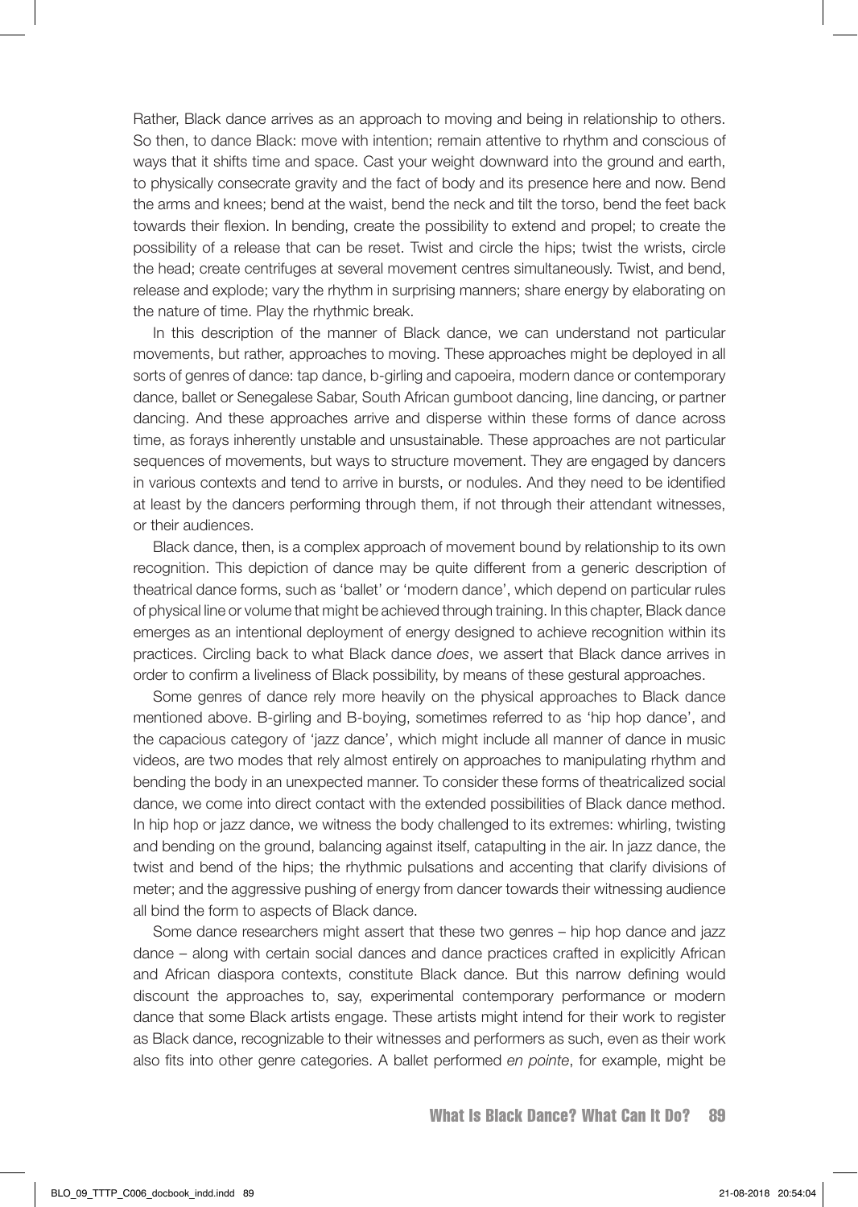Rather, Black dance arrives as an approach to moving and being in relationship to others. So then, to dance Black: move with intention; remain attentive to rhythm and conscious of ways that it shifts time and space. Cast your weight downward into the ground and earth, to physically consecrate gravity and the fact of body and its presence here and now. Bend the arms and knees; bend at the waist, bend the neck and tilt the torso, bend the feet back towards their flexion. In bending, create the possibility to extend and propel; to create the possibility of a release that can be reset. Twist and circle the hips; twist the wrists, circle the head; create centrifuges at several movement centres simultaneously. Twist, and bend, release and explode; vary the rhythm in surprising manners; share energy by elaborating on the nature of time. Play the rhythmic break.

In this description of the manner of Black dance, we can understand not particular movements, but rather, approaches to moving. These approaches might be deployed in all sorts of genres of dance: tap dance, b-girling and capoeira, modern dance or contemporary dance, ballet or Senegalese Sabar, South African gumboot dancing, line dancing, or partner dancing. And these approaches arrive and disperse within these forms of dance across time, as forays inherently unstable and unsustainable. These approaches are not particular sequences of movements, but ways to structure movement. They are engaged by dancers in various contexts and tend to arrive in bursts, or nodules. And they need to be identified at least by the dancers performing through them, if not through their attendant witnesses, or their audiences.

Black dance, then, is a complex approach of movement bound by relationship to its own recognition. This depiction of dance may be quite different from a generic description of theatrical dance forms, such as 'ballet' or 'modern dance', which depend on particular rules of physical line or volume that might be achieved through training. In this chapter, Black dance emerges as an intentional deployment of energy designed to achieve recognition within its practices. Circling back to what Black dance *does*, we assert that Black dance arrives in order to confirm a liveliness of Black possibility, by means of these gestural approaches.

Some genres of dance rely more heavily on the physical approaches to Black dance mentioned above. B-girling and B-boying, sometimes referred to as 'hip hop dance', and the capacious category of 'jazz dance', which might include all manner of dance in music videos, are two modes that rely almost entirely on approaches to manipulating rhythm and bending the body in an unexpected manner. To consider these forms of theatricalized social dance, we come into direct contact with the extended possibilities of Black dance method. In hip hop or jazz dance, we witness the body challenged to its extremes: whirling, twisting and bending on the ground, balancing against itself, catapulting in the air. In jazz dance, the twist and bend of the hips; the rhythmic pulsations and accenting that clarify divisions of meter; and the aggressive pushing of energy from dancer towards their witnessing audience all bind the form to aspects of Black dance.

Some dance researchers might assert that these two genres – hip hop dance and jazz dance – along with certain social dances and dance practices crafted in explicitly African and African diaspora contexts, constitute Black dance. But this narrow defining would discount the approaches to, say, experimental contemporary performance or modern dance that some Black artists engage. These artists might intend for their work to register as Black dance, recognizable to their witnesses and performers as such, even as their work also fits into other genre categories. A ballet performed *en pointe*, for example, might be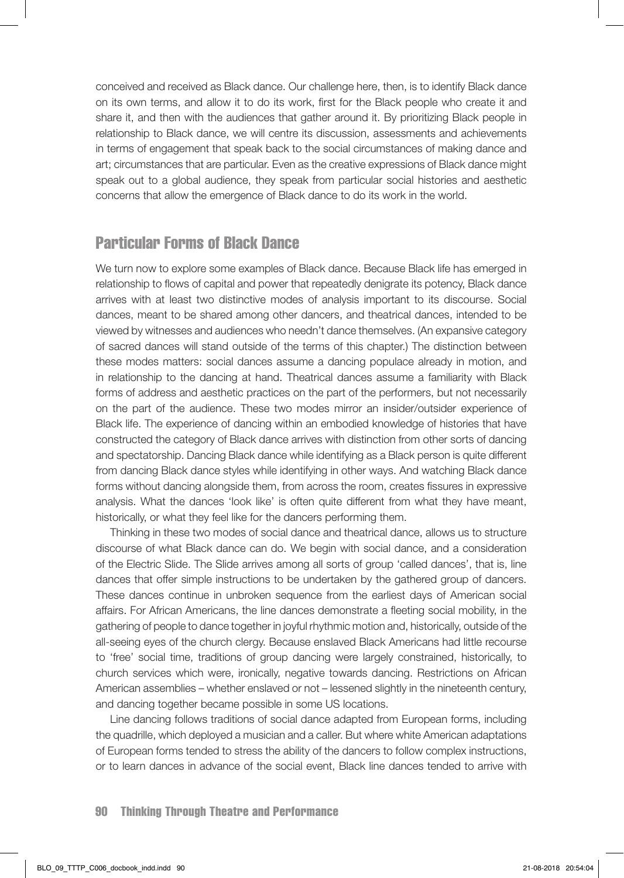conceived and received as Black dance. Our challenge here, then, is to identify Black dance on its own terms, and allow it to do its work, first for the Black people who create it and share it, and then with the audiences that gather around it. By prioritizing Black people in relationship to Black dance, we will centre its discussion, assessments and achievements in terms of engagement that speak back to the social circumstances of making dance and art; circumstances that are particular. Even as the creative expressions of Black dance might speak out to a global audience, they speak from particular social histories and aesthetic concerns that allow the emergence of Black dance to do its work in the world.

## Particular Forms of Black Dance

We turn now to explore some examples of Black dance. Because Black life has emerged in relationship to flows of capital and power that repeatedly denigrate its potency, Black dance arrives with at least two distinctive modes of analysis important to its discourse. Social dances, meant to be shared among other dancers, and theatrical dances, intended to be viewed by witnesses and audiences who needn't dance themselves. (An expansive category of sacred dances will stand outside of the terms of this chapter.) The distinction between these modes matters: social dances assume a dancing populace already in motion, and in relationship to the dancing at hand. Theatrical dances assume a familiarity with Black forms of address and aesthetic practices on the part of the performers, but not necessarily on the part of the audience. These two modes mirror an insider/outsider experience of Black life. The experience of dancing within an embodied knowledge of histories that have constructed the category of Black dance arrives with distinction from other sorts of dancing and spectatorship. Dancing Black dance while identifying as a Black person is quite different from dancing Black dance styles while identifying in other ways. And watching Black dance forms without dancing alongside them, from across the room, creates fissures in expressive analysis. What the dances 'look like' is often quite different from what they have meant, historically, or what they feel like for the dancers performing them.

Thinking in these two modes of social dance and theatrical dance, allows us to structure discourse of what Black dance can do. We begin with social dance, and a consideration of the Electric Slide. The Slide arrives among all sorts of group 'called dances', that is, line dances that offer simple instructions to be undertaken by the gathered group of dancers. These dances continue in unbroken sequence from the earliest days of American social affairs. For African Americans, the line dances demonstrate a fleeting social mobility, in the gathering of people to dance together in joyful rhythmic motion and, historically, outside of the all-seeing eyes of the church clergy. Because enslaved Black Americans had little recourse to 'free' social time, traditions of group dancing were largely constrained, historically, to church services which were, ironically, negative towards dancing. Restrictions on African American assemblies – whether enslaved or not – lessened slightly in the nineteenth century, and dancing together became possible in some US locations.

Line dancing follows traditions of social dance adapted from European forms, including the quadrille, which deployed a musician and a caller. But where white American adaptations of European forms tended to stress the ability of the dancers to follow complex instructions, or to learn dances in advance of the social event, Black line dances tended to arrive with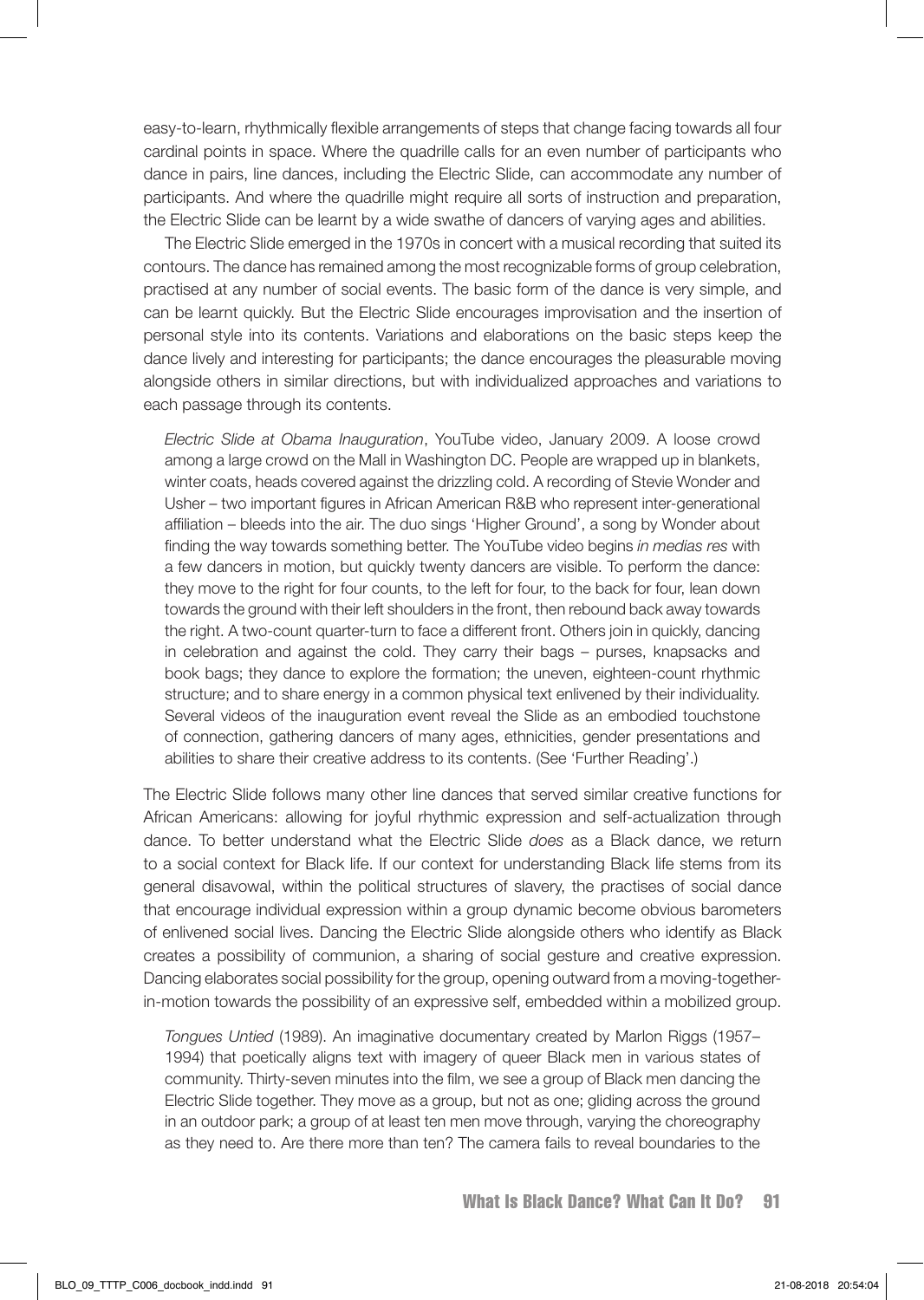easy-to-learn, rhythmically flexible arrangements of steps that change facing towards all four cardinal points in space. Where the quadrille calls for an even number of participants who dance in pairs, line dances, including the Electric Slide, can accommodate any number of participants. And where the quadrille might require all sorts of instruction and preparation, the Electric Slide can be learnt by a wide swathe of dancers of varying ages and abilities.

The Electric Slide emerged in the 1970s in concert with a musical recording that suited its contours. The dance has remained among the most recognizable forms of group celebration, practised at any number of social events. The basic form of the dance is very simple, and can be learnt quickly. But the Electric Slide encourages improvisation and the insertion of personal style into its contents. Variations and elaborations on the basic steps keep the dance lively and interesting for participants; the dance encourages the pleasurable moving alongside others in similar directions, but with individualized approaches and variations to each passage through its contents.

> *Electric Slide at Obama Inauguration*, YouTube video, January 2009. A loose crowd among a large crowd on the Mall in Washington DC. People are wrapped up in blankets, winter coats, heads covered against the drizzling cold. A recording of Stevie Wonder and Usher – two important figures in African American R&B who represent inter-generational affiliation – bleeds into the air. The duo sings 'Higher Ground', a song by Wonder about finding the way towards something better. The YouTube video begins *in medias res* with a few dancers in motion, but quickly twenty dancers are visible. To perform the dance: they move to the right for four counts, to the left for four, to the back for four, lean down towards the ground with their left shoulders in the front, then rebound back away towards the right. A two-count quarter-turn to face a different front. Others join in quickly, dancing in celebration and against the cold. They carry their bags – purses, knapsacks and book bags; they dance to explore the formation; the uneven, eighteen-count rhythmic structure; and to share energy in a common physical text enlivened by their individuality. Several videos of the inauguration event reveal the Slide as an embodied touchstone of connection, gathering dancers of many ages, ethnicities, gender presentations and abilities to share their creative address to its contents. (See 'Further Reading'.)

The Electric Slide follows many other line dances that served similar creative functions for African Americans: allowing for joyful rhythmic expression and self-actualization through dance. To better understand what the Electric Slide *does* as a Black dance, we return to a social context for Black life. If our context for understanding Black life stems from its general disavowal, within the political structures of slavery, the practises of social dance that encourage individual expression within a group dynamic become obvious barometers of enlivened social lives. Dancing the Electric Slide alongside others who identify as Black creates a possibility of communion, a sharing of social gesture and creative expression. Dancing elaborates social possibility for the group, opening outward from a moving-together-in-motion towards the possibility of an expressive self, embedded within a mobilized group.

> *Tongues Untied* (1989). An imaginative documentary created by Marlon Riggs (1957–1994) that poetically aligns text with imagery of queer Black men in various states of community. Thirty-seven minutes into the film, we see a group of Black men dancing the Electric Slide together. They move as a group, but not as one; gliding across the ground in an outdoor park; a group of at least ten men move through, varying the choreography as they need to. Are there more than ten? The camera fails to reveal boundaries to the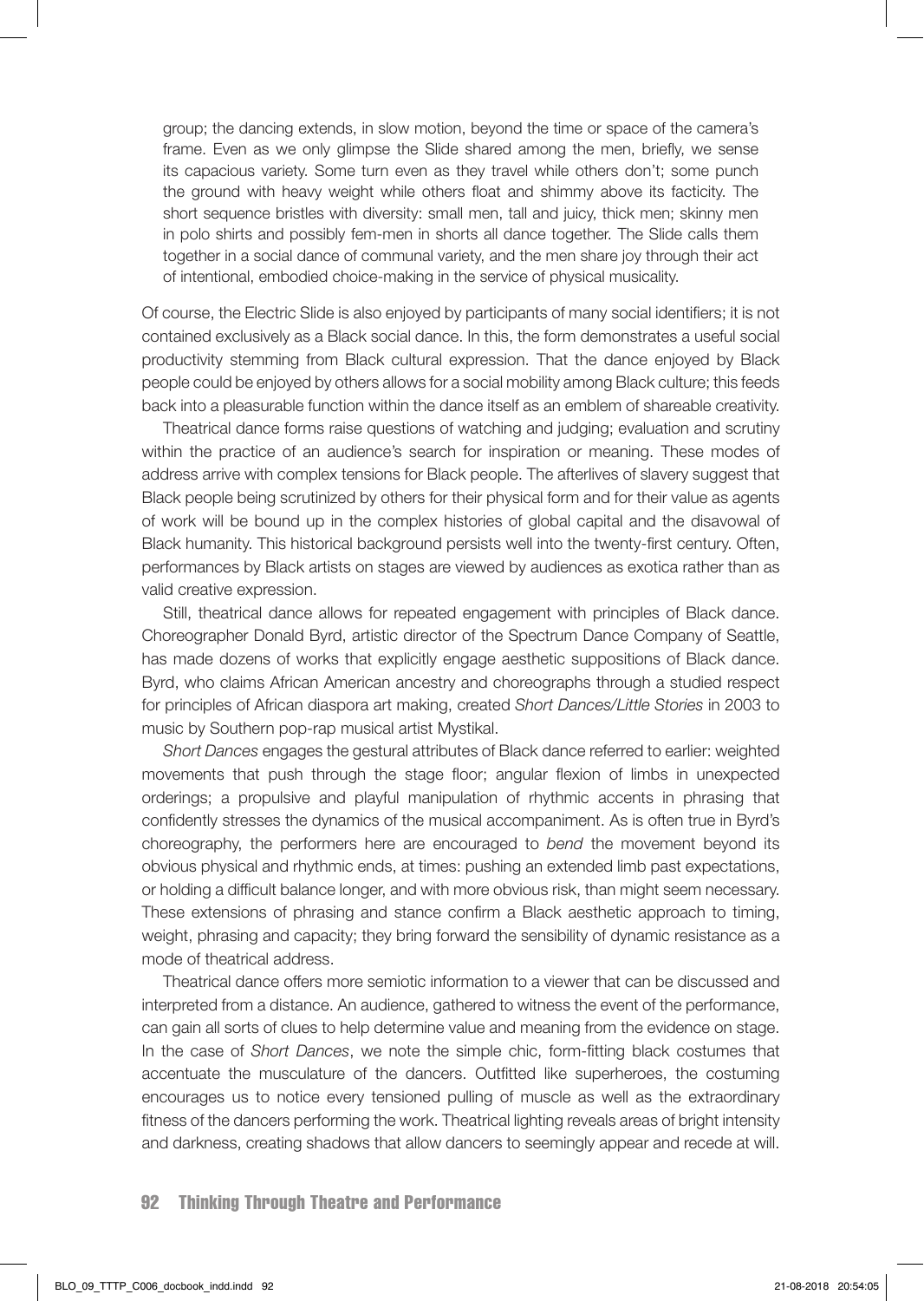> group; the dancing extends, in slow motion, beyond the time or space of the camera's frame. Even as we only glimpse the Slide shared among the men, briefly, we sense its capacious variety. Some turn even as they travel while others don't; some punch the ground with heavy weight while others float and shimmy above its facticity. The short sequence bristles with diversity: small men, tall and juicy, thick men; skinny men in polo shirts and possibly fem-men in shorts all dance together. The Slide calls them together in a social dance of communal variety, and the men share joy through their act of intentional, embodied choice-making in the service of physical musicality.

Of course, the Electric Slide is also enjoyed by participants of many social identifiers; it is not contained exclusively as a Black social dance. In this, the form demonstrates a useful social productivity stemming from Black cultural expression. That the dance enjoyed by Black people could be enjoyed by others allows for a social mobility among Black culture; this feeds back into a pleasurable function within the dance itself as an emblem of shareable creativity.

Theatrical dance forms raise questions of watching and judging; evaluation and scrutiny within the practice of an audience's search for inspiration or meaning. These modes of address arrive with complex tensions for Black people. The afterlives of slavery suggest that Black people being scrutinized by others for their physical form and for their value as agents of work will be bound up in the complex histories of global capital and the disavowal of Black humanity. This historical background persists well into the twenty-first century. Often, performances by Black artists on stages are viewed by audiences as exotica rather than as valid creative expression.

Still, theatrical dance allows for repeated engagement with principles of Black dance. Choreographer Donald Byrd, artistic director of the Spectrum Dance Company of Seattle, has made dozens of works that explicitly engage aesthetic suppositions of Black dance. Byrd, who claims African American ancestry and choreographs through a studied respect for principles of African diaspora art making, created *Short Dances/Little Stories* in 2003 to music by Southern pop-rap musical artist Mystikal.

*Short Dances* engages the gestural attributes of Black dance referred to earlier: weighted movements that push through the stage floor; angular flexion of limbs in unexpected orderings; a propulsive and playful manipulation of rhythmic accents in phrasing that confidently stresses the dynamics of the musical accompaniment. As is often true in Byrd's choreography, the performers here are encouraged to *bend* the movement beyond its obvious physical and rhythmic ends, at times: pushing an extended limb past expectations, or holding a difficult balance longer, and with more obvious risk, than might seem necessary. These extensions of phrasing and stance confirm a Black aesthetic approach to timing, weight, phrasing and capacity; they bring forward the sensibility of dynamic resistance as a mode of theatrical address.

Theatrical dance offers more semiotic information to a viewer that can be discussed and interpreted from a distance. An audience, gathered to witness the event of the performance, can gain all sorts of clues to help determine value and meaning from the evidence on stage. In the case of *Short Dances*, we note the simple chic, form-fitting black costumes that accentuate the musculature of the dancers. Outfitted like superheroes, the costuming encourages us to notice every tensioned pulling of muscle as well as the extraordinary fitness of the dancers performing the work. Theatrical lighting reveals areas of bright intensity and darkness, creating shadows that allow dancers to seemingly appear and recede at will.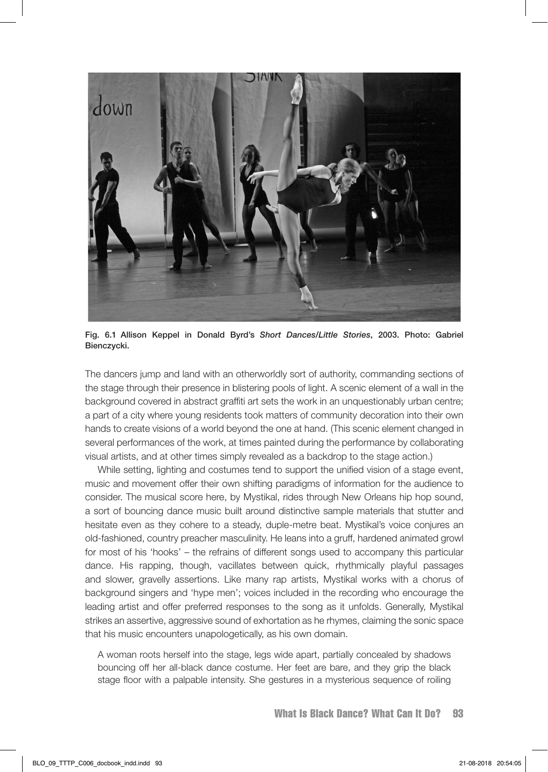Fig. 6.1 Allison Keppel in Donald Byrd's *Short Dances/Little Stories*, 2003. Photo: Gabriel Bienczycki.

The dancers jump and land with an otherworldly sort of authority, commanding sections of the stage through their presence in blistering pools of light. A scenic element of a wall in the background covered in abstract graffiti art sets the work in an unquestionably urban centre; a part of a city where young residents took matters of community decoration into their own hands to create visions of a world beyond the one at hand. (This scenic element changed in several performances of the work, at times painted during the performance by collaborating visual artists, and at other times simply revealed as a backdrop to the stage action.)

While setting, lighting and costumes tend to support the unified vision of a stage event, music and movement offer their own shifting paradigms of information for the audience to consider. The musical score here, by Mystikal, rides through New Orleans hip hop sound, a sort of bouncing dance music built around distinctive sample materials that stutter and hesitate even as they cohere to a steady, duple-metre beat. Mystikal's voice conjures an old-fashioned, country preacher masculinity. He leans into a gruff, hardened animated growl for most of his 'hooks' – the refrains of different songs used to accompany this particular dance. His rapping, though, vacillates between quick, rhythmically playful passages and slower, gravelly assertions. Like many rap artists, Mystikal works with a chorus of background singers and 'hype men'; voices included in the recording who encourage the leading artist and offer preferred responses to the song as it unfolds. Generally, Mystikal strikes an assertive, aggressive sound of exhortation as he rhymes, claiming the sonic space that his music encounters unapologetically, as his own domain.

> A woman roots herself into the stage, legs wide apart, partially concealed by shadows bouncing off her all-black dance costume. Her feet are bare, and they grip the black stage floor with a palpable intensity. She gestures in a mysterious sequence of roiling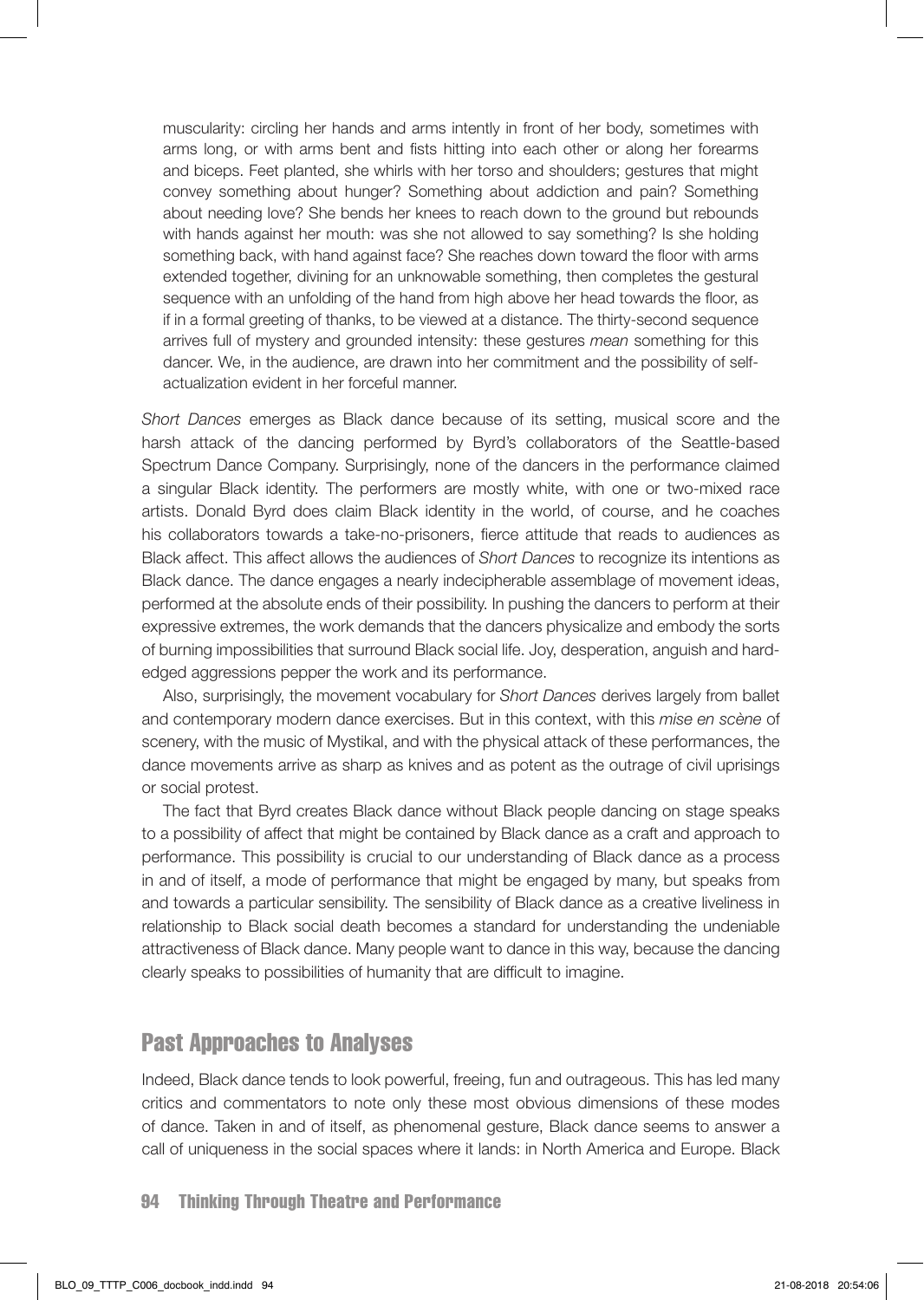muscularity: circling her hands and arms intently in front of her body, sometimes with arms long, or with arms bent and fists hitting into each other or along her forearms and biceps. Feet planted, she whirls with her torso and shoulders; gestures that might convey something about hunger? Something about addiction and pain? Something about needing love? She bends her knees to reach down to the ground but rebounds with hands against her mouth: was she not allowed to say something? Is she holding something back, with hand against face? She reaches down toward the floor with arms extended together, divining for an unknowable something, then completes the gestural sequence with an unfolding of the hand from high above her head towards the floor, as if in a formal greeting of thanks, to be viewed at a distance. The thirty-second sequence arrives full of mystery and grounded intensity: these gestures *mean* something for this dancer. We, in the audience, are drawn into her commitment and the possibility of self-actualization evident in her forceful manner.

*Short Dances* emerges as Black dance because of its setting, musical score and the harsh attack of the dancing performed by Byrd's collaborators of the Seattle-based Spectrum Dance Company. Surprisingly, none of the dancers in the performance claimed a singular Black identity. The performers are mostly white, with one or two-mixed race artists. Donald Byrd does claim Black identity in the world, of course, and he coaches his collaborators towards a take-no-prisoners, fierce attitude that reads to audiences as Black affect. This affect allows the audiences of *Short Dances* to recognize its intentions as Black dance. The dance engages a nearly indecipherable assemblage of movement ideas, performed at the absolute ends of their possibility. In pushing the dancers to perform at their expressive extremes, the work demands that the dancers physicalize and embody the sorts of burning impossibilities that surround Black social life. Joy, desperation, anguish and hard-edged aggressions pepper the work and its performance.

Also, surprisingly, the movement vocabulary for *Short Dances* derives largely from ballet and contemporary modern dance exercises. But in this context, with this *mise en scène* of scenery, with the music of Mystikal, and with the physical attack of these performances, the dance movements arrive as sharp as knives and as potent as the outrage of civil uprisings or social protest.

The fact that Byrd creates Black dance without Black people dancing on stage speaks to a possibility of affect that might be contained by Black dance as a craft and approach to performance. This possibility is crucial to our understanding of Black dance as a process in and of itself, a mode of performance that might be engaged by many, but speaks from and towards a particular sensibility. The sensibility of Black dance as a creative liveliness in relationship to Black social death becomes a standard for understanding the undeniable attractiveness of Black dance. Many people want to dance in this way, because the dancing clearly speaks to possibilities of humanity that are difficult to imagine.

## Past Approaches to Analyses

Indeed, Black dance tends to look powerful, freeing, fun and outrageous. This has led many critics and commentators to note only these most obvious dimensions of these modes of dance. Taken in and of itself, as phenomenal gesture, Black dance seems to answer a call of uniqueness in the social spaces where it lands: in North America and Europe. Black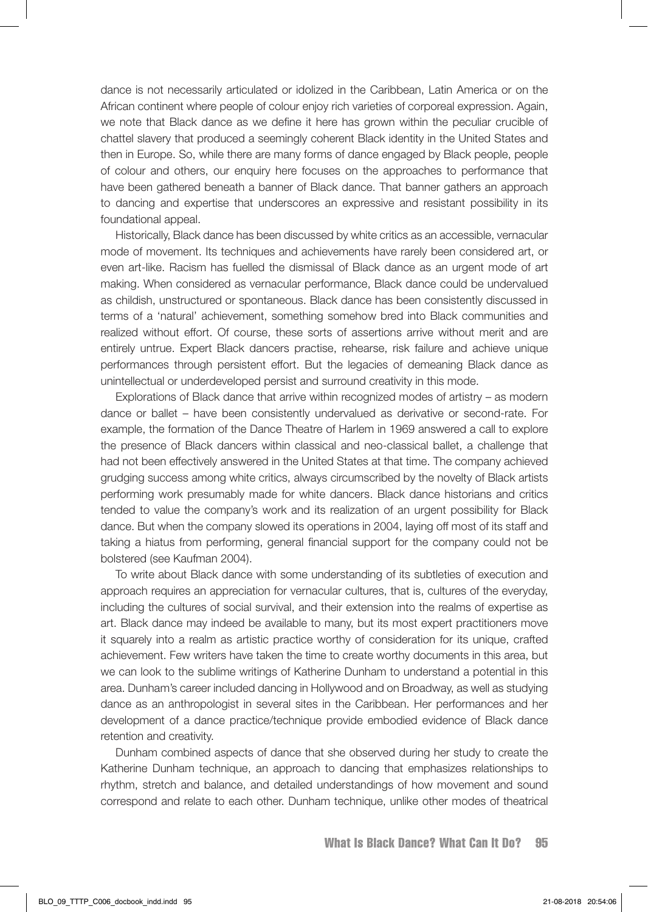dance is not necessarily articulated or idolized in the Caribbean, Latin America or on the African continent where people of colour enjoy rich varieties of corporeal expression. Again, we note that Black dance as we define it here has grown within the peculiar crucible of chattel slavery that produced a seemingly coherent Black identity in the United States and then in Europe. So, while there are many forms of dance engaged by Black people, people of colour and others, our enquiry here focuses on the approaches to performance that have been gathered beneath a banner of Black dance. That banner gathers an approach to dancing and expertise that underscores an expressive and resistant possibility in its foundational appeal.

Historically, Black dance has been discussed by white critics as an accessible, vernacular mode of movement. Its techniques and achievements have rarely been considered art, or even art-like. Racism has fuelled the dismissal of Black dance as an urgent mode of art making. When considered as vernacular performance, Black dance could be undervalued as childish, unstructured or spontaneous. Black dance has been consistently discussed in terms of a 'natural' achievement, something somehow bred into Black communities and realized without effort. Of course, these sorts of assertions arrive without merit and are entirely untrue. Expert Black dancers practise, rehearse, risk failure and achieve unique performances through persistent effort. But the legacies of demeaning Black dance as unintellectual or underdeveloped persist and surround creativity in this mode.

Explorations of Black dance that arrive within recognized modes of artistry – as modern dance or ballet – have been consistently undervalued as derivative or second-rate. For example, the formation of the Dance Theatre of Harlem in 1969 answered a call to explore the presence of Black dancers within classical and neo-classical ballet, a challenge that had not been effectively answered in the United States at that time. The company achieved grudging success among white critics, always circumscribed by the novelty of Black artists performing work presumably made for white dancers. Black dance historians and critics tended to value the company's work and its realization of an urgent possibility for Black dance. But when the company slowed its operations in 2004, laying off most of its staff and taking a hiatus from performing, general financial support for the company could not be bolstered (see Kaufman 2004).

To write about Black dance with some understanding of its subtleties of execution and approach requires an appreciation for vernacular cultures, that is, cultures of the everyday, including the cultures of social survival, and their extension into the realms of expertise as art. Black dance may indeed be available to many, but its most expert practitioners move it squarely into a realm as artistic practice worthy of consideration for its unique, crafted achievement. Few writers have taken the time to create worthy documents in this area, but we can look to the sublime writings of Katherine Dunham to understand a potential in this area. Dunham's career included dancing in Hollywood and on Broadway, as well as studying dance as an anthropologist in several sites in the Caribbean. Her performances and her development of a dance practice/technique provide embodied evidence of Black dance retention and creativity.

Dunham combined aspects of dance that she observed during her study to create the Katherine Dunham technique, an approach to dancing that emphasizes relationships to rhythm, stretch and balance, and detailed understandings of how movement and sound correspond and relate to each other. Dunham technique, unlike other modes of theatrical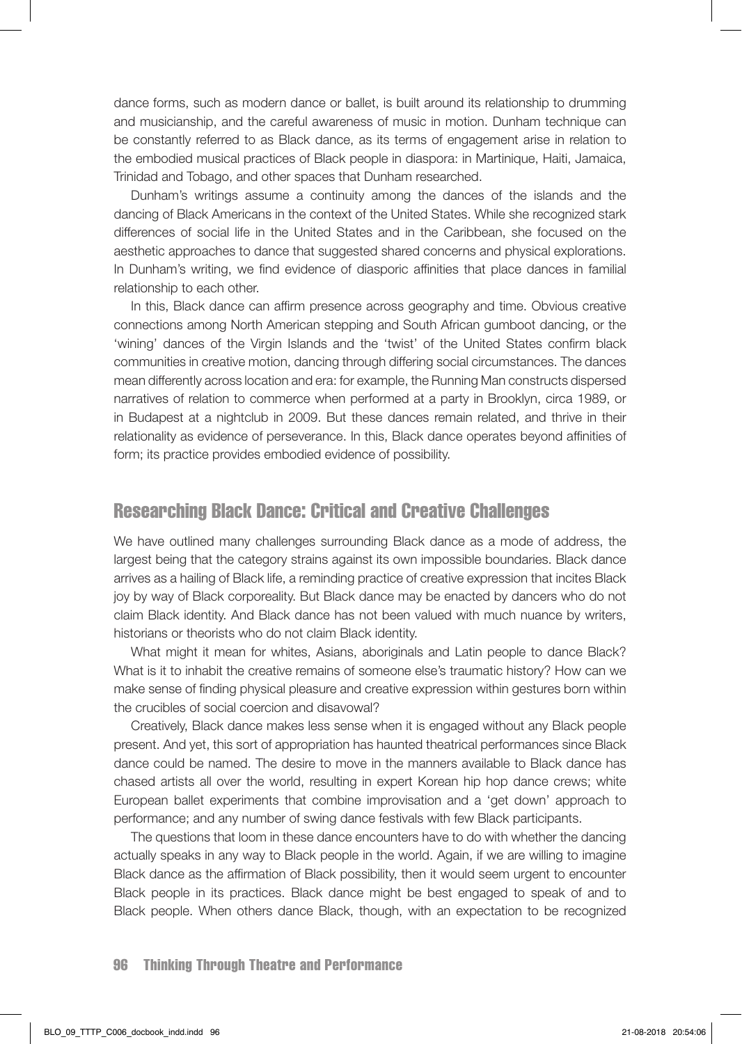dance forms, such as modern dance or ballet, is built around its relationship to drumming and musicianship, and the careful awareness of music in motion. Dunham technique can be constantly referred to as Black dance, as its terms of engagement arise in relation to the embodied musical practices of Black people in diaspora: in Martinique, Haiti, Jamaica, Trinidad and Tobago, and other spaces that Dunham researched.

Dunham's writings assume a continuity among the dances of the islands and the dancing of Black Americans in the context of the United States. While she recognized stark differences of social life in the United States and in the Caribbean, she focused on the aesthetic approaches to dance that suggested shared concerns and physical explorations. In Dunham's writing, we find evidence of diasporic affinities that place dances in familial relationship to each other.

In this, Black dance can affirm presence across geography and time. Obvious creative connections among North American stepping and South African gumboot dancing, or the 'wining' dances of the Virgin Islands and the 'twist' of the United States confirm black communities in creative motion, dancing through differing social circumstances. The dances mean differently across location and era: for example, the Running Man constructs dispersed narratives of relation to commerce when performed at a party in Brooklyn, circa 1989, or in Budapest at a nightclub in 2009. But these dances remain related, and thrive in their relationality as evidence of perseverance. In this, Black dance operates beyond affinities of form; its practice provides embodied evidence of possibility.

## Researching Black Dance: Critical and Creative Challenges

We have outlined many challenges surrounding Black dance as a mode of address, the largest being that the category strains against its own impossible boundaries. Black dance arrives as a hailing of Black life, a reminding practice of creative expression that incites Black joy by way of Black corporeality. But Black dance may be enacted by dancers who do not claim Black identity. And Black dance has not been valued with much nuance by writers, historians or theorists who do not claim Black identity.

What might it mean for whites, Asians, aboriginals and Latin people to dance Black? What is it to inhabit the creative remains of someone else's traumatic history? How can we make sense of finding physical pleasure and creative expression within gestures born within the crucibles of social coercion and disavowal?

Creatively, Black dance makes less sense when it is engaged without any Black people present. And yet, this sort of appropriation has haunted theatrical performances since Black dance could be named. The desire to move in the manners available to Black dance has chased artists all over the world, resulting in expert Korean hip hop dance crews; white European ballet experiments that combine improvisation and a 'get down' approach to performance; and any number of swing dance festivals with few Black participants.

The questions that loom in these dance encounters have to do with whether the dancing actually speaks in any way to Black people in the world. Again, if we are willing to imagine Black dance as the affirmation of Black possibility, then it would seem urgent to encounter Black people in its practices. Black dance might be best engaged to speak of and to Black people. When others dance Black, though, with an expectation to be recognized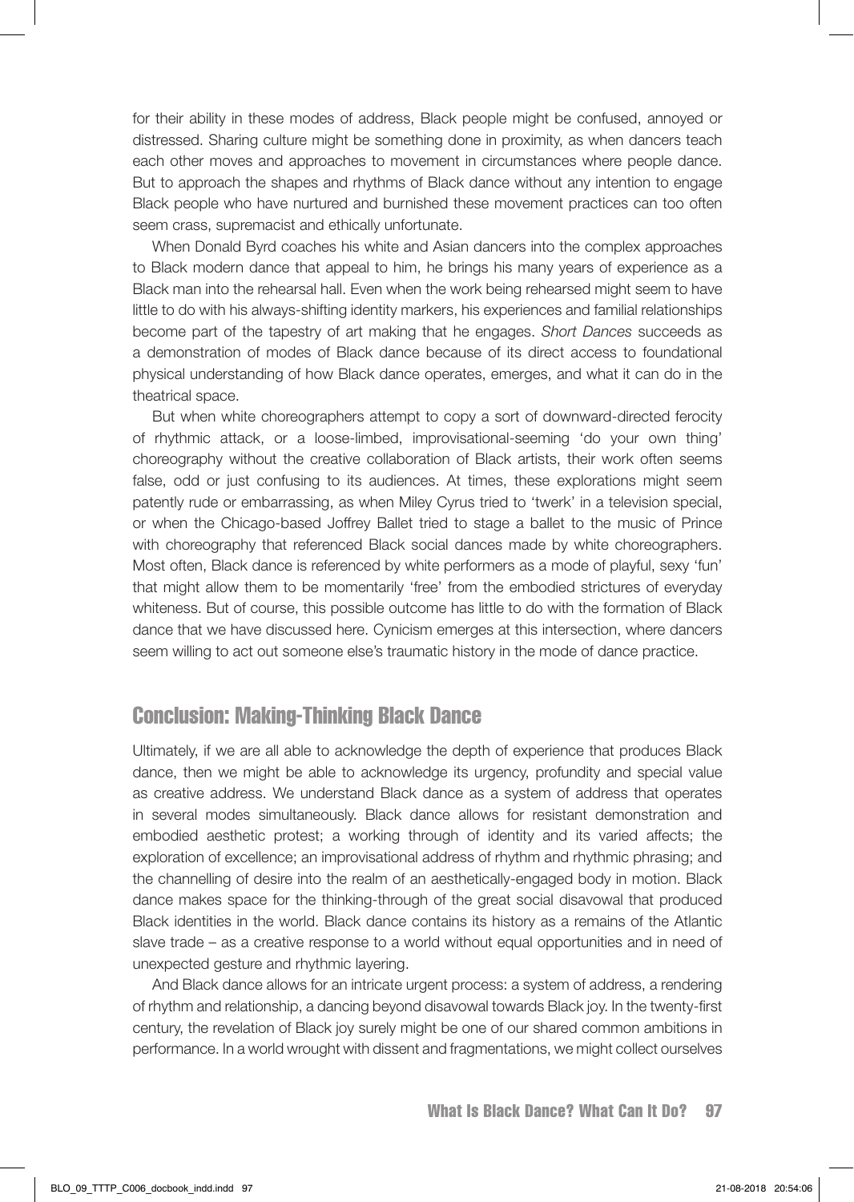for their ability in these modes of address, Black people might be confused, annoyed or distressed. Sharing culture might be something done in proximity, as when dancers teach each other moves and approaches to movement in circumstances where people dance. But to approach the shapes and rhythms of Black dance without any intention to engage Black people who have nurtured and burnished these movement practices can too often seem crass, supremacist and ethically unfortunate.

When Donald Byrd coaches his white and Asian dancers into the complex approaches to Black modern dance that appeal to him, he brings his many years of experience as a Black man into the rehearsal hall. Even when the work being rehearsed might seem to have little to do with his always-shifting identity markers, his experiences and familial relationships become part of the tapestry of art making that he engages. *Short Dances* succeeds as a demonstration of modes of Black dance because of its direct access to foundational physical understanding of how Black dance operates, emerges, and what it can do in the theatrical space.

But when white choreographers attempt to copy a sort of downward-directed ferocity of rhythmic attack, or a loose-limbed, improvisational-seeming 'do your own thing' choreography without the creative collaboration of Black artists, their work often seems false, odd or just confusing to its audiences. At times, these explorations might seem patently rude or embarrassing, as when Miley Cyrus tried to 'twerk' in a television special, or when the Chicago-based Joffrey Ballet tried to stage a ballet to the music of Prince with choreography that referenced Black social dances made by white choreographers. Most often, Black dance is referenced by white performers as a mode of playful, sexy 'fun' that might allow them to be momentarily 'free' from the embodied strictures of everyday whiteness. But of course, this possible outcome has little to do with the formation of Black dance that we have discussed here. Cynicism emerges at this intersection, where dancers seem willing to act out someone else's traumatic history in the mode of dance practice.

## Conclusion: Making-Thinking Black Dance

Ultimately, if we are all able to acknowledge the depth of experience that produces Black dance, then we might be able to acknowledge its urgency, profundity and special value as creative address. We understand Black dance as a system of address that operates in several modes simultaneously. Black dance allows for resistant demonstration and embodied aesthetic protest; a working through of identity and its varied affects; the exploration of excellence; an improvisational address of rhythm and rhythmic phrasing; and the channelling of desire into the realm of an aesthetically-engaged body in motion. Black dance makes space for the thinking-through of the great social disavowal that produced Black identities in the world. Black dance contains its history as a remains of the Atlantic slave trade – as a creative response to a world without equal opportunities and in need of unexpected gesture and rhythmic layering.

And Black dance allows for an intricate urgent process: a system of address, a rendering of rhythm and relationship, a dancing beyond disavowal towards Black joy. In the twenty-first century, the revelation of Black joy surely might be one of our shared common ambitions in performance. In a world wrought with dissent and fragmentations, we might collect ourselves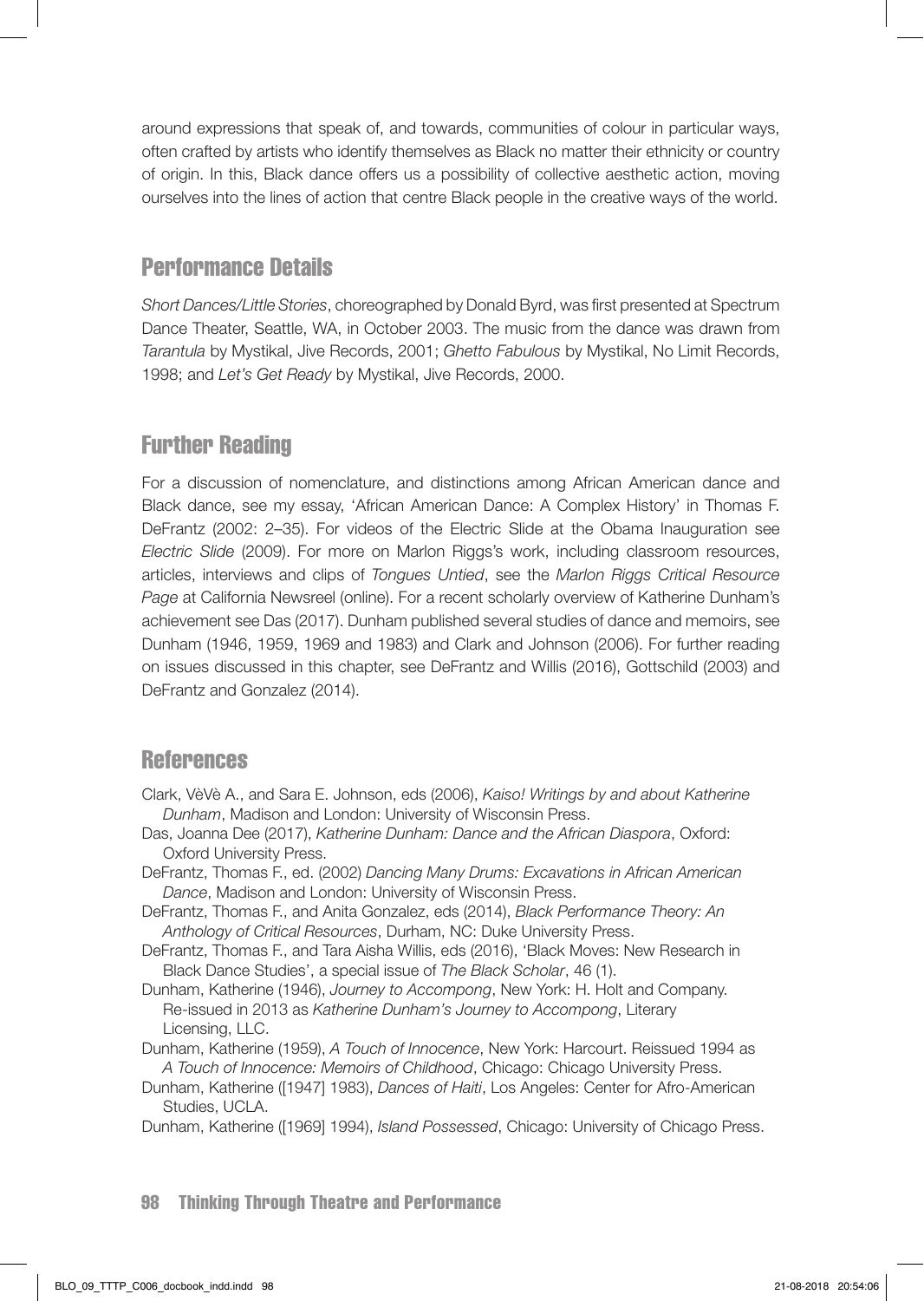around expressions that speak of, and towards, communities of colour in particular ways, often crafted by artists who identify themselves as Black no matter their ethnicity or country of origin. In this, Black dance offers us a possibility of collective aesthetic action, moving ourselves into the lines of action that centre Black people in the creative ways of the world.

## Performance Details

*Short Dances/Little Stories*, choreographed by Donald Byrd, was first presented at Spectrum Dance Theater, Seattle, WA, in October 2003. The music from the dance was drawn from *Tarantula* by Mystikal, Jive Records, 2001; *Ghetto Fabulous* by Mystikal, No Limit Records, 1998; and *Let's Get Ready* by Mystikal, Jive Records, 2000.

## Further Reading

For a discussion of nomenclature, and distinctions among African American dance and Black dance, see my essay, 'African American Dance: A Complex History' in Thomas F. DeFrantz (2002: 2–35). For videos of the Electric Slide at the Obama Inauguration see *Electric Slide* (2009). For more on Marlon Riggs's work, including classroom resources, articles, interviews and clips of *Tongues Untied*, see the *Marlon Riggs Critical Resource Page* at California Newsreel (online). For a recent scholarly overview of Katherine Dunham's achievement see Das (2017). Dunham published several studies of dance and memoirs, see Dunham (1946, 1959, 1969 and 1983) and Clark and Johnson (2006). For further reading on issues discussed in this chapter, see DeFrantz and Willis (2016), Gottschild (2003) and DeFrantz and Gonzalez (2014).

## References

Clark, VèVè A., and Sara E. Johnson, eds (2006), *Kaiso! Writings by and about Katherine Dunham*, Madison and London: University of Wisconsin Press.

Das, Joanna Dee (2017), *Katherine Dunham: Dance and the African Diaspora*, Oxford: Oxford University Press.

DeFrantz, Thomas F., ed. (2002) *Dancing Many Drums: Excavations in African American Dance*, Madison and London: University of Wisconsin Press.

DeFrantz, Thomas F., and Anita Gonzalez, eds (2014), *Black Performance Theory: An Anthology of Critical Resources*, Durham, NC: Duke University Press.

DeFrantz, Thomas F., and Tara Aisha Willis, eds (2016), 'Black Moves: New Research in Black Dance Studies', a special issue of *The Black Scholar*, 46 (1).

Dunham, Katherine (1946), *Journey to Accompong*, New York: H. Holt and Company. Re-issued in 2013 as *Katherine Dunham's Journey to Accompong*, Literary Licensing, LLC.

Dunham, Katherine (1959), *A Touch of Innocence*, New York: Harcourt. Reissued 1994 as *A Touch of Innocence: Memoirs of Childhood*, Chicago: Chicago University Press.

Dunham, Katherine ([1947] 1983), *Dances of Haiti*, Los Angeles: Center for Afro-American Studies, UCLA.

Dunham, Katherine ([1969] 1994), *Island Possessed*, Chicago: University of Chicago Press.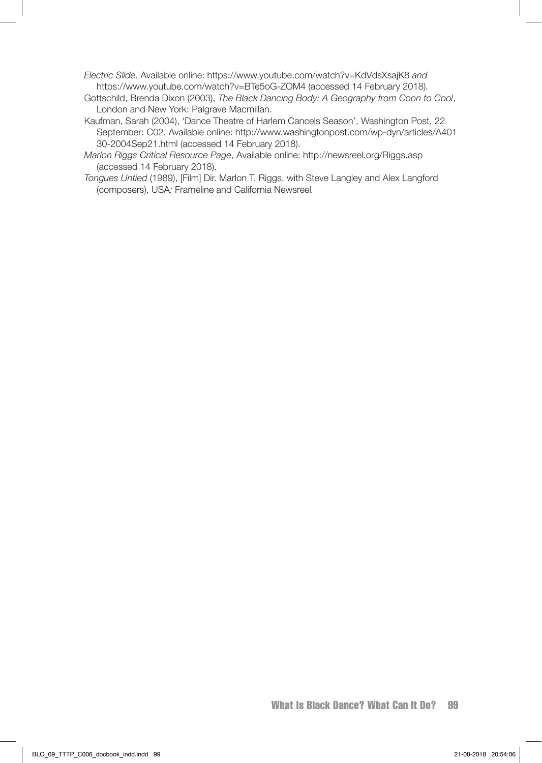*Electric Slide.* Available online: https://www.youtube.com/watch?v=KdVdsXsajK8 *and* https://www.youtube.com/watch?v=BTe5oG-ZOM4 (accessed 14 February 2018).

Gottschild, Brenda Dixon (2003), *The Black Dancing Body: A Geography from Coon to Cool*, London and New York: Palgrave Macmillan.

Kaufman, Sarah (2004), 'Dance Theatre of Harlem Cancels Season', Washington Post, 22 September: C02. Available online: http://www.washingtonpost.com/wp-dyn/articles/A40130-2004Sep21.html (accessed 14 February 2018).

*Marlon Riggs Critical Resource Page*, Available online: http://newsreel.org/Riggs.asp (accessed 14 February 2018).

*Tongues Untied* (1989), [Film] Dir. Marlon T. Riggs, with Steve Langley and Alex Langford (composers), USA: Frameline and California Newsreel.